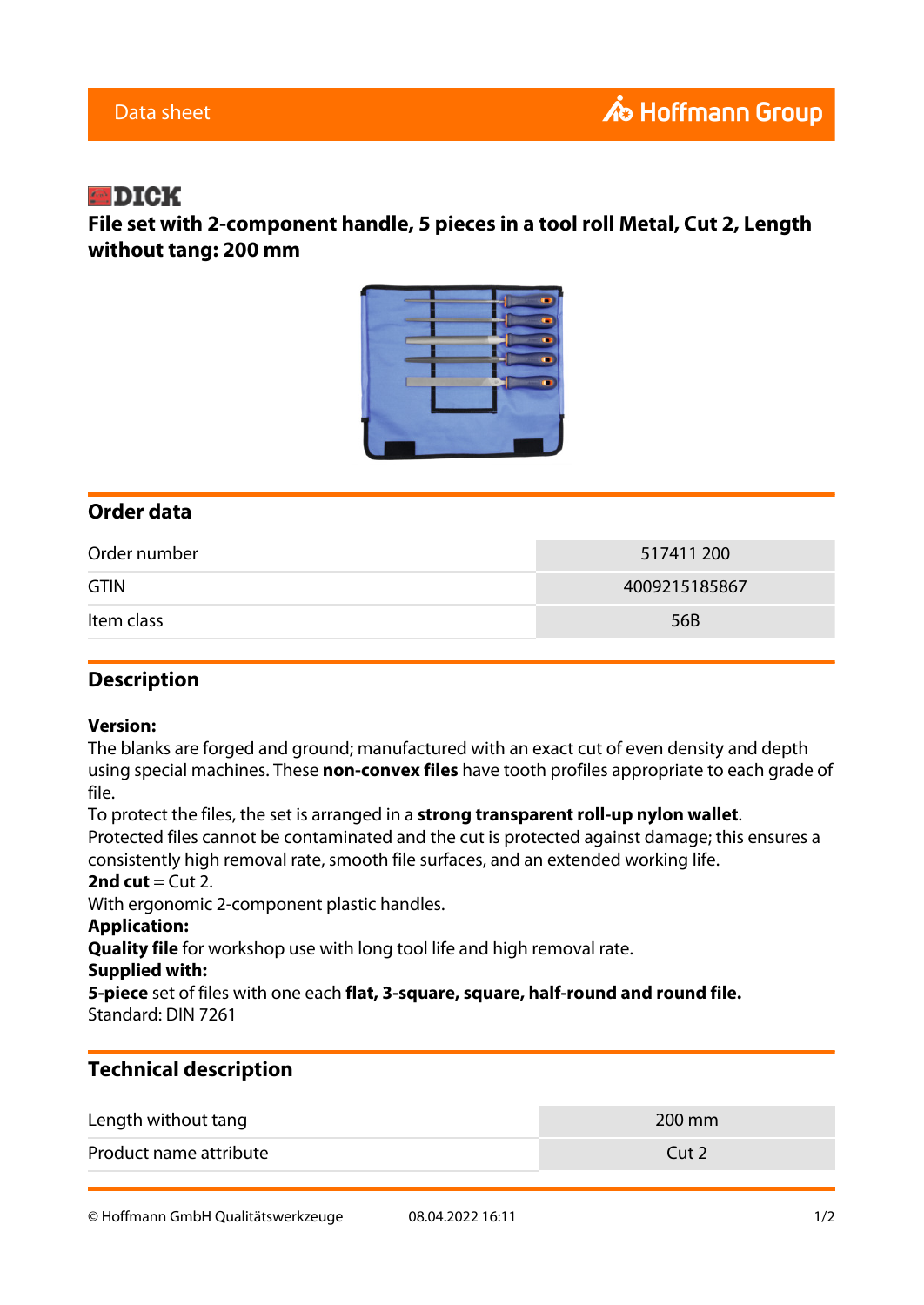Data sheet

Hoffmann Group

DICK

# File set with 2-component handle, 5 pieces in a tool roll Metal, Cut 2, Length without tang: 200 mm

## Order data

| | |
|---|---|
| Order number | 517411 200 |
| GTIN | 4009215185867 |
| Item class | 56B |

## Description

**Version:**
The blanks are forged and ground; manufactured with an exact cut of even density and depth using special machines. These **non-convex files** have tooth profiles appropriate to each grade of file.
To protect the files, the set is arranged in a **strong transparent roll-up nylon wallet**.
Protected files cannot be contaminated and the cut is protected against damage; this ensures a consistently high removal rate, smooth file surfaces, and an extended working life.
**2nd cut** = Cut 2.
With ergonomic 2-component plastic handles.
**Application:**
**Quality file** for workshop use with long tool life and high removal rate.
**Supplied with:**
**5-piece** set of files with one each **flat, 3-square, square, half-round and round file.**
Standard: DIN 7261

## Technical description

| | |
|---|---|
| Length without tang | 200 mm |
| Product name attribute | Cut 2 |

© Hoffmann GmbH Qualitätswerkzeuge 08.04.2022 16:11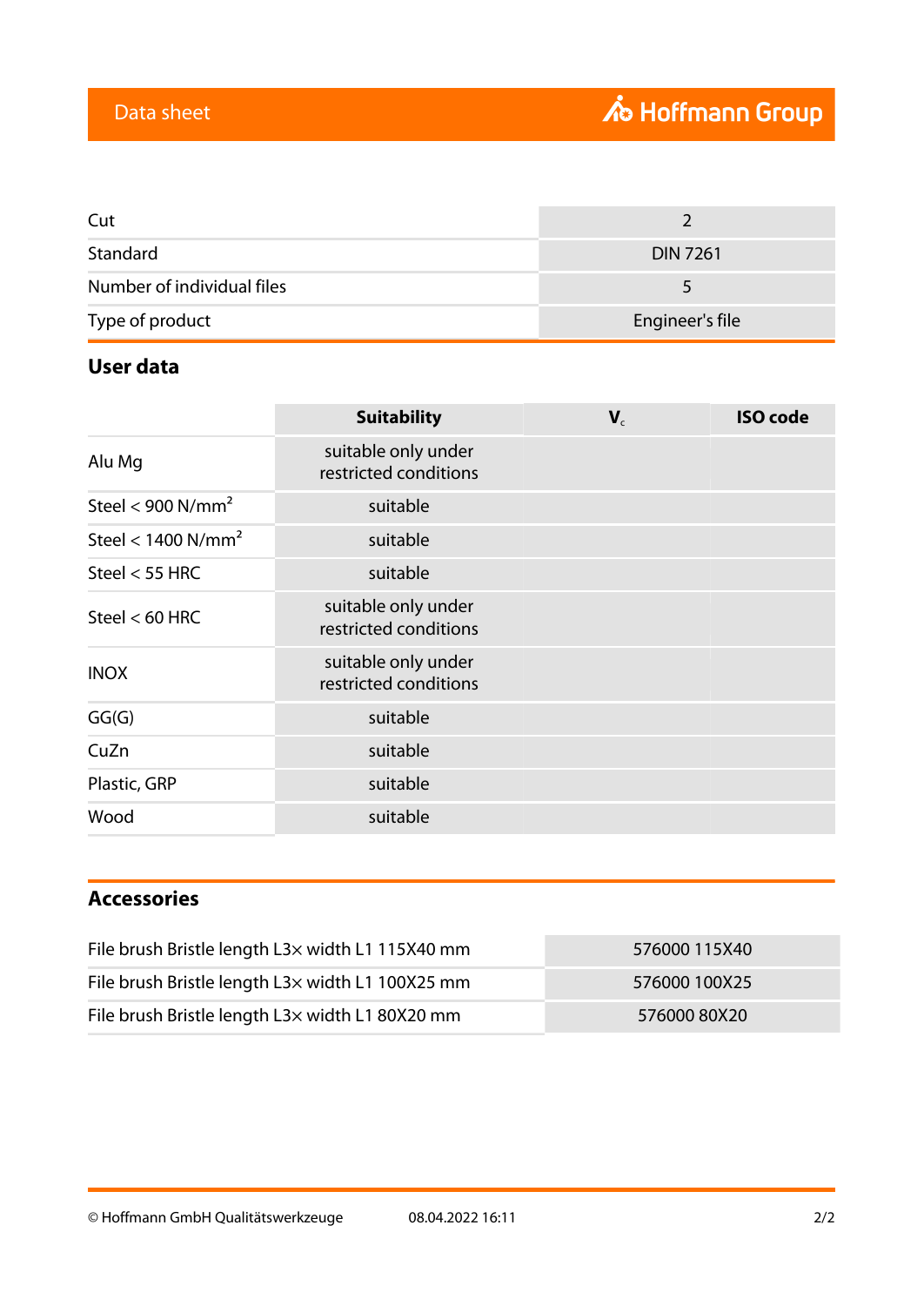| | |
|---|---|
| Cut | 2 |
| Standard | DIN 7261 |
| Number of individual files | 5 |
| Type of product | Engineer's file |

## User data

| | Suitability | $V_c$ | ISO code |
|---|---|---|---|
| Alu Mg | suitable only under restricted conditions | | |
| Steel < 900 N/mm² | suitable | | |
| Steel < 1400 N/mm² | suitable | | |
| Steel < 55 HRC | suitable | | |
| Steel < 60 HRC | suitable only under restricted conditions | | |
| INOX | suitable only under restricted conditions | | |
| GG(G) | suitable | | |
| CuZn | suitable | | |
| Plastic, GRP | suitable | | |
| Wood | suitable | | |

## Accessories

| | |
|---|---|
| File brush Bristle length L3× width L1 115X40 mm | 576000 115X40 |
| File brush Bristle length L3× width L1 100X25 mm | 576000 100X25 |
| File brush Bristle length L3× width L1 80X20 mm | 576000 80X20 |